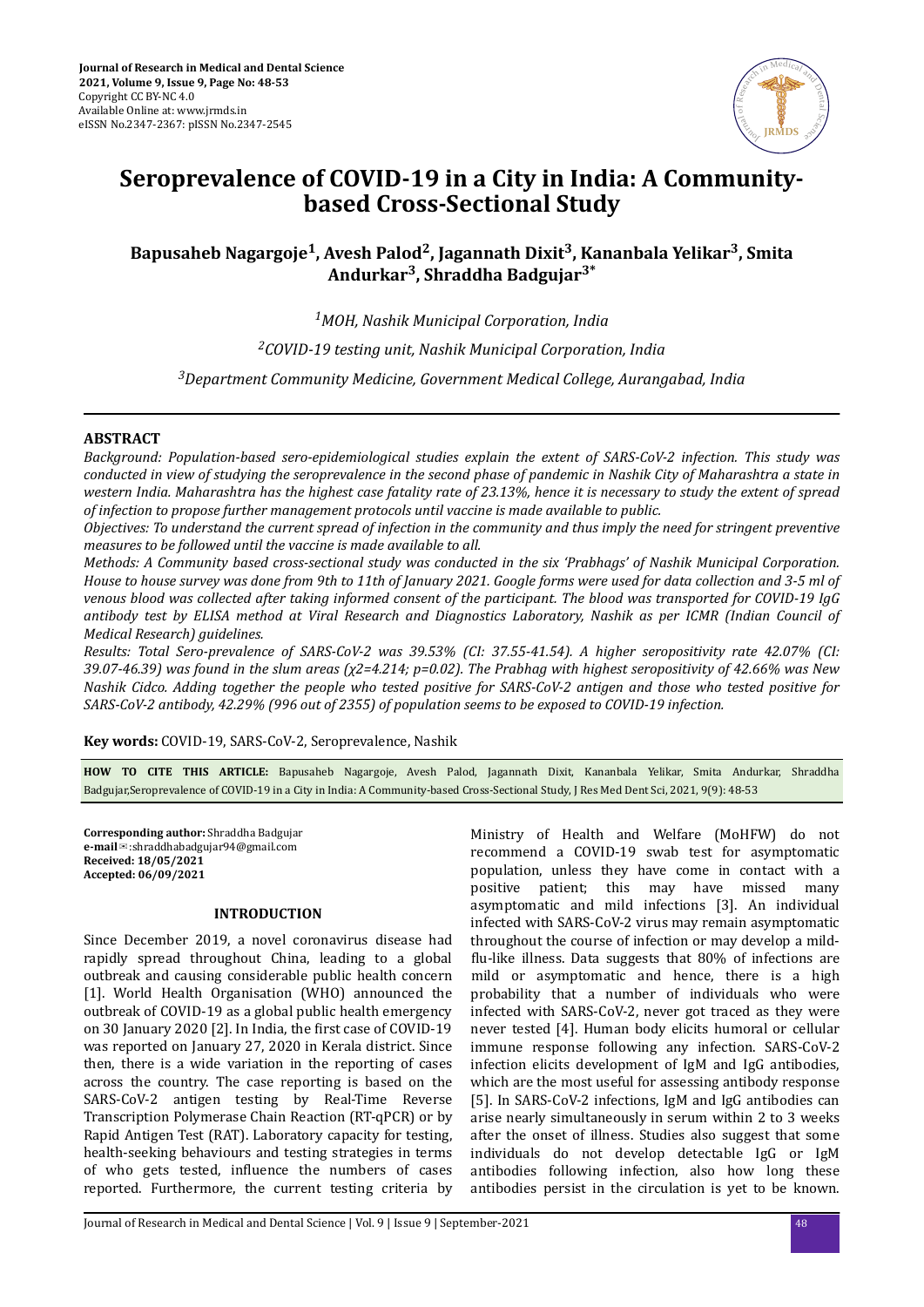# Seroprevalence of COVID-19 in a City in India: A Community-based Cross-Sectional Study

**Bapusaheb Nagargoje[1], Avesh Palod[2], Jagannath Dixit[3], Kananbala Yelikar[3], Smita Andurkar[3], Shraddha Badgujar[3*]**

[1]MOH, Nashik Municipal Corporation, India

[2]COVID-19 testing unit, Nashik Municipal Corporation, India

[3]Department Community Medicine, Government Medical College, Aurangabad, India

## ABSTRACT

*Background: Population-based sero-epidemiological studies explain the extent of SARS-CoV-2 infection. This study was conducted in view of studying the seroprevalence in the second phase of pandemic in Nashik City of Maharashtra a state in western India. Maharashtra has the highest case fatality rate of 23.13%, hence it is necessary to study the extent of spread of infection to propose further management protocols until vaccine is made available to public.*

*Objectives: To understand the current spread of infection in the community and thus imply the need for stringent preventive measures to be followed until the vaccine is made available to all.*

*Methods: A Community based cross-sectional study was conducted in the six 'Prabhags' of Nashik Municipal Corporation. House to house survey was done from 9th to 11th of January 2021. Google forms were used for data collection and 3-5 ml of venous blood was collected after taking informed consent of the participant. The blood was transported for COVID-19 IgG antibody test by ELISA method at Viral Research and Diagnostics Laboratory, Nashik as per ICMR (Indian Council of Medical Research) guidelines.*

*Results: Total Sero-prevalence of SARS-CoV-2 was 39.53% (CI: 37.55-41.54). A higher seropositivity rate 42.07% (CI: 39.07-46.39) was found in the slum areas ($\chi^2$=4.214; p=0.02). The Prabhag with highest seropositivity of 42.66% was New Nashik Cidco. Adding together the people who tested positive for SARS-CoV-2 antigen and those who tested positive for SARS-CoV-2 antibody, 42.29% (996 out of 2355) of population seems to be exposed to COVID-19 infection.*

**Key words:** COVID-19, SARS-CoV-2, Seroprevalence, Nashik

**HOW TO CITE THIS ARTICLE:** Bapusaheb Nagargoje, Avesh Palod, Jagannath Dixit, Kananbala Yelikar, Smita Andurkar, Shraddha Badgujar,Seroprevalence of COVID-19 in a City in India: A Community-based Cross-Sectional Study, J Res Med Dent Sci, 2021, 9(9): 48-53

**Corresponding author:** Shraddha Badgujar
**e-mail**✉:shraddhabadgujar94@gmail.com
**Received: 18/05/2021**
**Accepted: 06/09/2021**

## INTRODUCTION

Since December 2019, a novel coronavirus disease had rapidly spread throughout China, leading to a global outbreak and causing considerable public health concern [1]. World Health Organisation (WHO) announced the outbreak of COVID-19 as a global public health emergency on 30 January 2020 [2]. In India, the first case of COVID-19 was reported on January 27, 2020 in Kerala district. Since then, there is a wide variation in the reporting of cases across the country. The case reporting is based on the SARS-CoV-2 antigen testing by Real-Time Reverse Transcription Polymerase Chain Reaction (RT-qPCR) or by Rapid Antigen Test (RAT). Laboratory capacity for testing, health-seeking behaviours and testing strategies in terms of who gets tested, influence the numbers of cases reported. Furthermore, the current testing criteria by Ministry of Health and Welfare (MoHFW) do not recommend a COVID-19 swab test for asymptomatic population, unless they have come in contact with a positive patient; this may have missed many asymptomatic and mild infections [3]. An individual infected with SARS-CoV-2 virus may remain asymptomatic throughout the course of infection or may develop a mild-flu-like illness. Data suggests that 80% of infections are mild or asymptomatic and hence, there is a high probability that a number of individuals who were infected with SARS-CoV-2, never got traced as they were never tested [4]. Human body elicits humoral or cellular immune response following any infection. SARS-CoV-2 infection elicits development of IgM and IgG antibodies, which are the most useful for assessing antibody response [5]. In SARS-CoV-2 infections, IgM and IgG antibodies can arise nearly simultaneously in serum within 2 to 3 weeks after the onset of illness. Studies also suggest that some individuals do not develop detectable IgG or IgM antibodies following infection, also how long these antibodies persist in the circulation is yet to be known.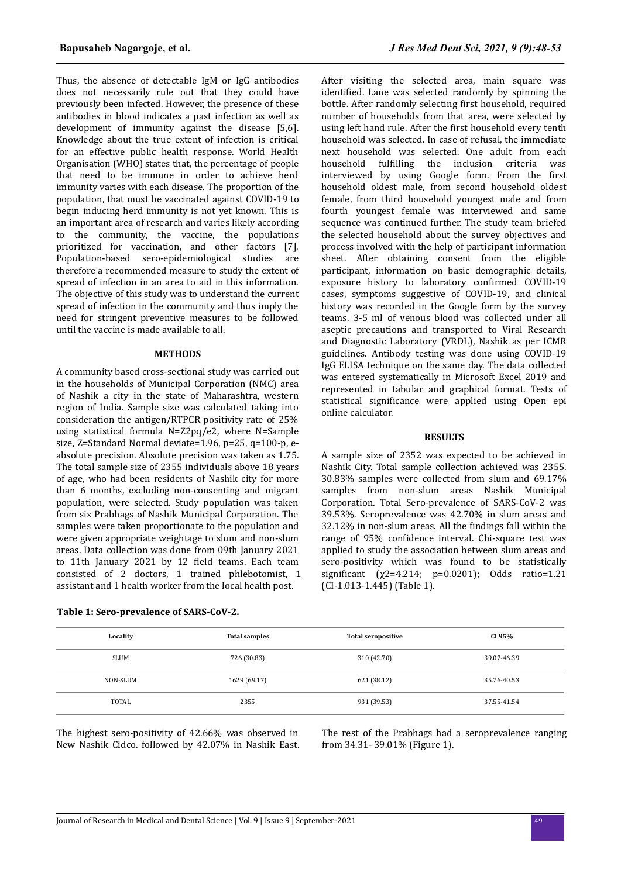Thus, the absence of detectable IgM or IgG antibodies does not necessarily rule out that they could have previously been infected. However, the presence of these antibodies in blood indicates a past infection as well as development of immunity against the disease [5,6]. Knowledge about the true extent of infection is critical for an effective public health response. World Health Organisation (WHO) states that, the percentage of people that need to be immune in order to achieve herd immunity varies with each disease. The proportion of the population, that must be vaccinated against COVID-19 to begin inducing herd immunity is not yet known. This is an important area of research and varies likely according to the community, the vaccine, the populations prioritized for vaccination, and other factors [7]. Population-based sero-epidemiological studies are therefore a recommended measure to study the extent of spread of infection in an area to aid in this information. The objective of this study was to understand the current spread of infection in the community and thus imply the need for stringent preventive measures to be followed until the vaccine is made available to all.

## METHODS

A community based cross-sectional study was carried out in the households of Municipal Corporation (NMC) area of Nashik a city in the state of Maharashtra, western region of India. Sample size was calculated taking into consideration the antigen/RTPCR positivity rate of 25% using statistical formula $N=Z^2pq/e^2$, where N=Sample size, Z=Standard Normal deviate=1.96, p=25, q=100-p, e-absolute precision. Absolute precision was taken as 1.75. The total sample size of 2355 individuals above 18 years of age, who had been residents of Nashik city for more than 6 months, excluding non-consenting and migrant population, were selected. Study population was taken from six Prabhags of Nashik Municipal Corporation. The samples were taken proportionate to the population and were given appropriate weightage to slum and non-slum areas. Data collection was done from 09th January 2021 to 11th January 2021 by 12 field teams. Each team consisted of 2 doctors, 1 trained phlebotomist, 1 assistant and 1 health worker from the local health post.

After visiting the selected area, main square was identified. Lane was selected randomly by spinning the bottle. After randomly selecting first household, required number of households from that area, were selected by using left hand rule. After the first household every tenth household was selected. In case of refusal, the immediate next household was selected. One adult from each household fulfilling the inclusion criteria was interviewed by using Google form. From the first household oldest male, from second household oldest female, from third household youngest male and from fourth youngest female was interviewed and same sequence was continued further. The study team briefed the selected household about the survey objectives and process involved with the help of participant information sheet. After obtaining consent from the eligible participant, information on basic demographic details, exposure history to laboratory confirmed COVID-19 cases, symptoms suggestive of COVID-19, and clinical history was recorded in the Google form by the survey teams. 3-5 ml of venous blood was collected under all aseptic precautions and transported to Viral Research and Diagnostic Laboratory (VRDL), Nashik as per ICMR guidelines. Antibody testing was done using COVID-19 IgG ELISA technique on the same day. The data collected was entered systematically in Microsoft Excel 2019 and represented in tabular and graphical format. Tests of statistical significance were applied using Open epi online calculator.

## RESULTS

A sample size of 2352 was expected to be achieved in Nashik City. Total sample collection achieved was 2355. 30.83% samples were collected from slum and 69.17% samples from non-slum areas Nashik Municipal Corporation. Total Sero-prevalence of SARS-CoV-2 was 39.53%. Seroprevalence was 42.70% in slum areas and 32.12% in non-slum areas. All the findings fall within the range of 95% confidence interval. Chi-square test was applied to study the association between slum areas and sero-positivity which was found to be statistically significant ($\chi^2$=4.214; p=0.0201); Odds ratio=1.21 (CI-1.013-1.445) (Table 1).

**Table 1: Sero-prevalence of SARS-CoV-2.**

| Locality | Total samples | Total seropositive | CI 95% |
|---|---|---|---|
| SLUM | 726 (30.83) | 310 (42.70) | 39.07-46.39 |
| NON-SLUM | 1629 (69.17) | 621 (38.12) | 35.76-40.53 |
| TOTAL | 2355 | 931 (39.53) | 37.55-41.54 |

The highest sero-positivity of 42.66% was observed in New Nashik Cidco. followed by 42.07% in Nashik East. The rest of the Prabhags had a seroprevalence ranging from 34.31- 39.01% (Figure 1).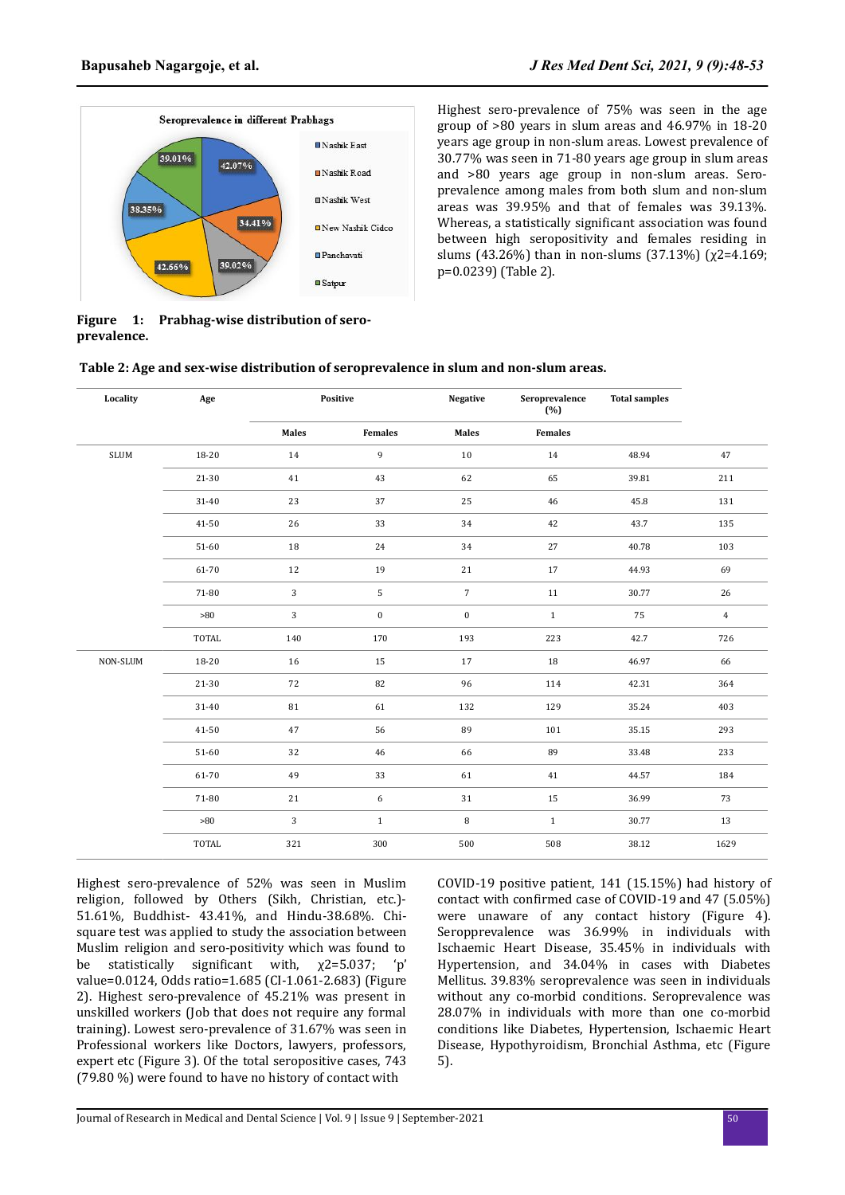**Figure 1: Prabhag-wise distribution of sero-prevalence.**

Highest sero-prevalence of 75% was seen in the age group of >80 years in slum areas and 46.97% in 18-20 years age group in non-slum areas. Lowest prevalence of 30.77% was seen in 71-80 years age group in slum areas and >80 years age group in non-slum areas. Sero-prevalence among males from both slum and non-slum areas was 39.95% and that of females was 39.13%. Whereas, a statistically significant association was found between high seropositivity and females residing in slums (43.26%) than in non-slums (37.13%) ($\chi^2$=4.169; p=0.0239) (Table 2).

**Table 2: Age and sex-wise distribution of seroprevalence in slum and non-slum areas.**

| Locality | Age | Positive | | Negative | | Seroprevalence (%) | Total samples |
|---|---|---|---|---|---|---|---|
| | | Males | Females | Males | Females | | |
| SLUM | 18-20 | 14 | 9 | 10 | 14 | 48.94 | 47 |
| | 21-30 | 41 | 43 | 62 | 65 | 39.81 | 211 |
| | 31-40 | 23 | 37 | 25 | 46 | 45.8 | 131 |
| | 41-50 | 26 | 33 | 34 | 42 | 43.7 | 135 |
| | 51-60 | 18 | 24 | 34 | 27 | 40.78 | 103 |
| | 61-70 | 12 | 19 | 21 | 17 | 44.93 | 69 |
| | 71-80 | 3 | 5 | 7 | 11 | 30.77 | 26 |
| | >80 | 3 | 0 | 0 | 1 | 75 | 4 |
| | TOTAL | 140 | 170 | 193 | 223 | 42.7 | 726 |
| NON-SLUM | 18-20 | 16 | 15 | 17 | 18 | 46.97 | 66 |
| | 21-30 | 72 | 82 | 96 | 114 | 42.31 | 364 |
| | 31-40 | 81 | 61 | 132 | 129 | 35.24 | 403 |
| | 41-50 | 47 | 56 | 89 | 101 | 35.15 | 293 |
| | 51-60 | 32 | 46 | 66 | 89 | 33.48 | 233 |
| | 61-70 | 49 | 33 | 61 | 41 | 44.57 | 184 |
| | 71-80 | 21 | 6 | 31 | 15 | 36.99 | 73 |
| | >80 | 3 | 1 | 8 | 1 | 30.77 | 13 |
| | TOTAL | 321 | 300 | 500 | 508 | 38.12 | 1629 |

Highest sero-prevalence of 52% was seen in Muslim religion, followed by Others (Sikh, Christian, etc.)- 51.61%, Buddhist- 43.41%, and Hindu-38.68%. Chi-square test was applied to study the association between Muslim religion and sero-positivity which was found to be statistically significant with, $\chi^2$=5.037; 'p' value=0.0124, Odds ratio=1.685 (CI-1.061-2.683) (Figure 2). Highest sero-prevalence of 45.21% was present in unskilled workers (Job that does not require any formal training). Lowest sero-prevalence of 31.67% was seen in Professional workers like Doctors, lawyers, professors, expert etc (Figure 3). Of the total seropositive cases, 743 (79.80 %) were found to have no history of contact with COVID-19 positive patient, 141 (15.15%) had history of contact with confirmed case of COVID-19 and 47 (5.05%) were unaware of any contact history (Figure 4). Seroppravelence was 36.99% in individuals with Ischaemic Heart Disease, 35.45% in individuals with Hypertension, and 34.04% in cases with Diabetes Mellitus. 39.83% seroprevalence was seen in individuals without any co-morbid conditions. Seroprevalence was 28.07% in individuals with more than one co-morbid conditions like Diabetes, Hypertension, Ischaemic Heart Disease, Hypothyroidism, Bronchial Asthma, etc (Figure 5).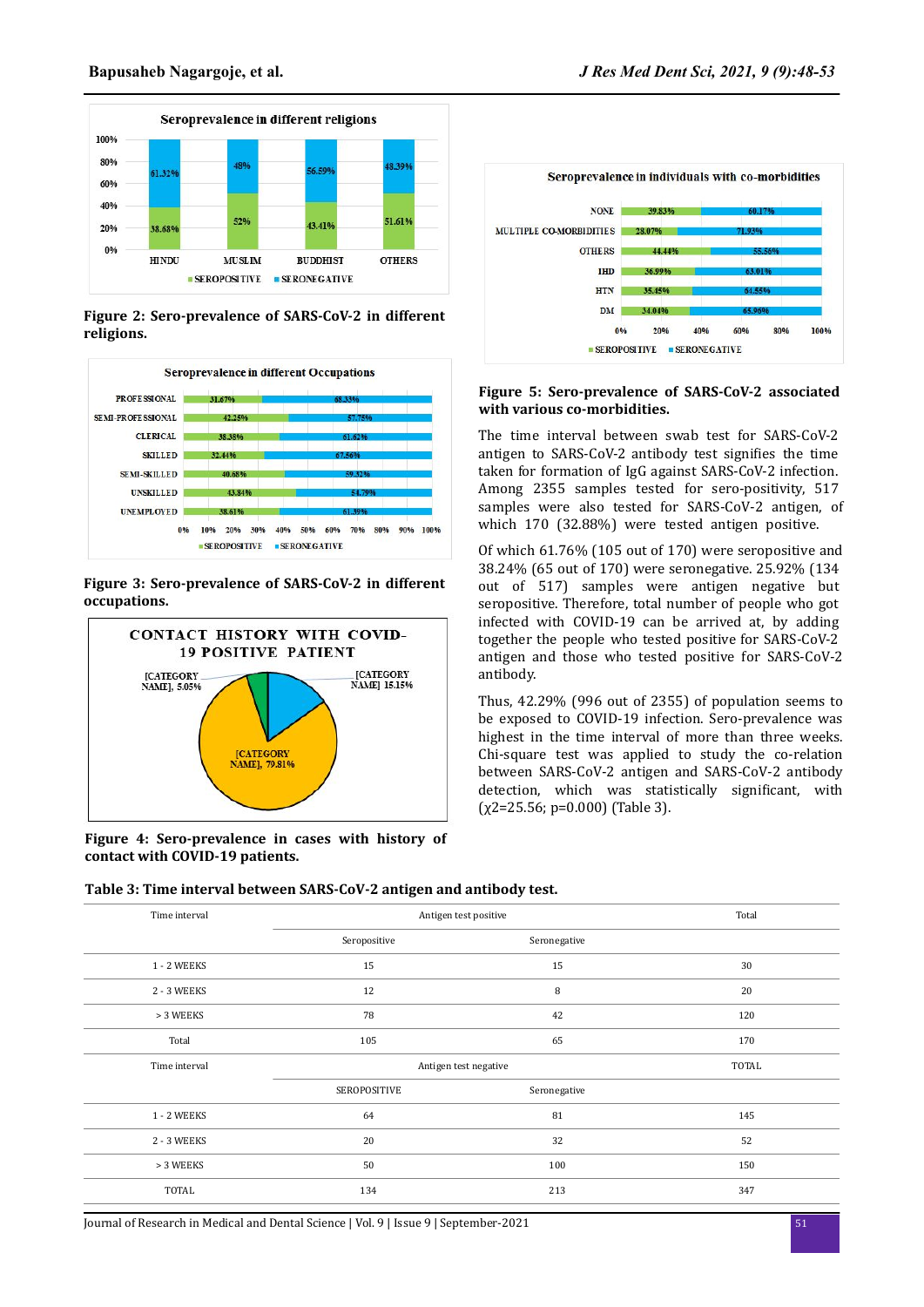**Figure 2: Sero-prevalence of SARS-CoV-2 in different religions.**

**Figure 3: Sero-prevalence of SARS-CoV-2 in different occupations.**

**Figure 4: Sero-prevalence in cases with history of contact with COVID-19 patients.**

**Figure 5: Sero-prevalence of SARS-CoV-2 associated with various co-morbidities.**

The time interval between swab test for SARS-CoV-2 antigen to SARS-CoV-2 antibody test signifies the time taken for formation of IgG against SARS-CoV-2 infection. Among 2355 samples tested for sero-positivity, 517 samples were also tested for SARS-CoV-2 antigen, of which 170 (32.88%) were tested antigen positive.

Of which 61.76% (105 out of 170) were seropositive and 38.24% (65 out of 170) were seronegative. 25.92% (134 out of 517) samples were antigen negative but seropositive. Therefore, total number of people who got infected with COVID-19 can be arrived at, by adding together the people who tested positive for SARS-CoV-2 antigen and those who tested positive for SARS-CoV-2 antibody.

Thus, 42.29% (996 out of 2355) of population seems to be exposed to COVID-19 infection. Sero-prevalence was highest in the time interval of more than three weeks. Chi-square test was applied to study the co-relation between SARS-CoV-2 antigen and SARS-CoV-2 antibody detection, which was statistically significant, with ($\chi^2$=25.56; p=0.000) (Table 3).

**Table 3: Time interval between SARS-CoV-2 antigen and antibody test.**

| Time interval | Antigen test positive | | Total |
|---|---|---|---|
| | Seropositive | Seronegative | |
| 1 - 2 WEEKS | 15 | 15 | 30 |
| 2 - 3 WEEKS | 12 | 8 | 20 |
| > 3 WEEKS | 78 | 42 | 120 |
| Total | 105 | 65 | 170 |
| Time interval | Antigen test negative | | TOTAL |
| | SEROPOSITIVE | Seronegative | |
| 1 - 2 WEEKS | 64 | 81 | 145 |
| 2 - 3 WEEKS | 20 | 32 | 52 |
| > 3 WEEKS | 50 | 100 | 150 |
| TOTAL | 134 | 213 | 347 |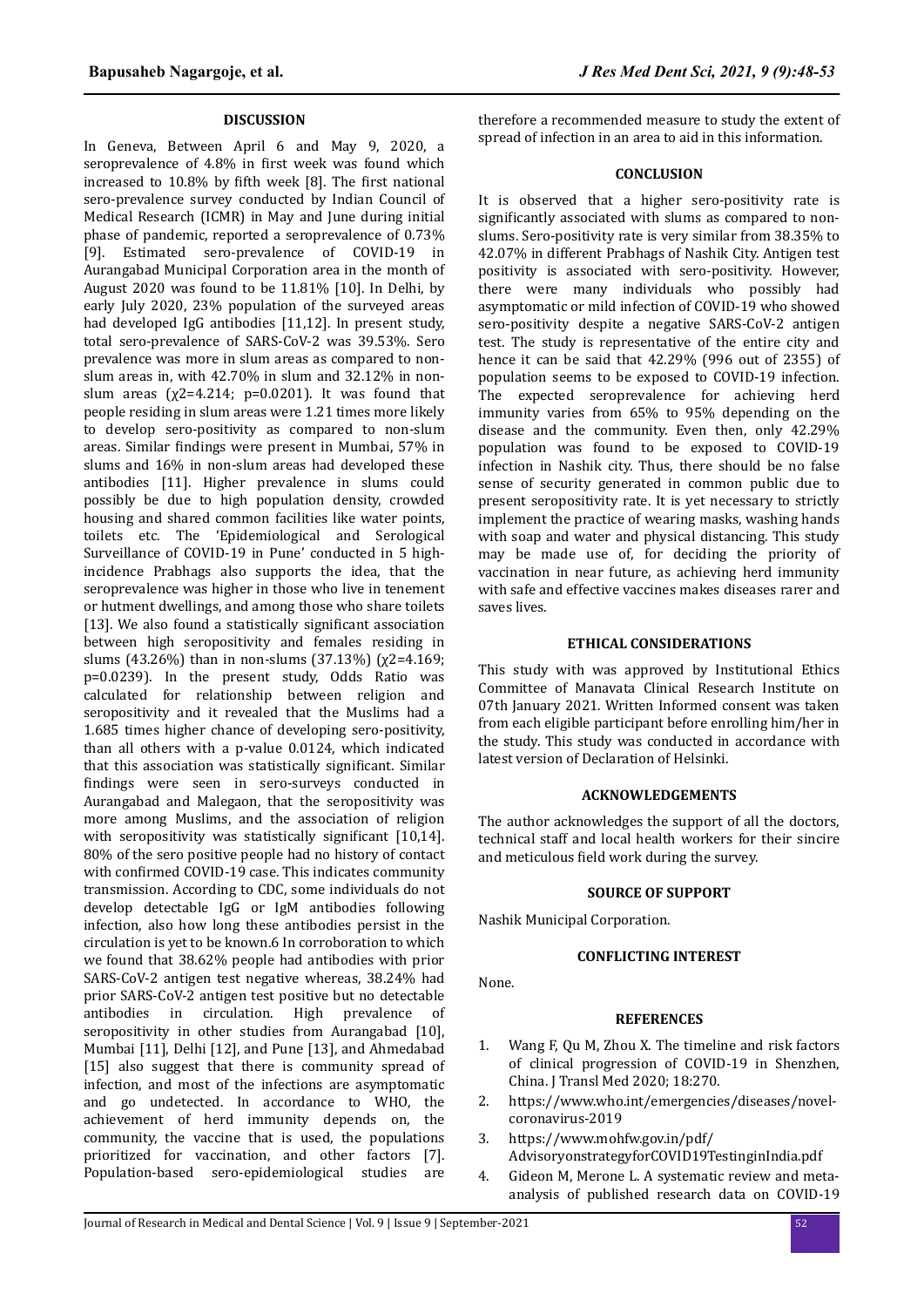## DISCUSSION

In Geneva, Between April 6 and May 9, 2020, a seroprevalence of 4.8% in first week was found which increased to 10.8% by fifth week [8]. The first national sero-prevalence survey conducted by Indian Council of Medical Research (ICMR) in May and June during initial phase of pandemic, reported a seroprevalence of 0.73% [9]. Estimated sero-prevalence of COVID-19 in Aurangabad Municipal Corporation area in the month of August 2020 was found to be 11.81% [10]. In Delhi, by early July 2020, 23% population of the surveyed areas had developed IgG antibodies [11,12]. In present study, total sero-prevalence of SARS-CoV-2 was 39.53%. Sero prevalence was more in slum areas as compared to non-slum areas in, with 42.70% in slum and 32.12% in non-slum areas ($\chi^2$=4.214; p=0.0201). It was found that people residing in slum areas were 1.21 times more likely to develop sero-positivity as compared to non-slum areas. Similar findings were present in Mumbai, 57% in slums and 16% in non-slum areas had developed these antibodies [11]. Higher prevalence in slums could possibly be due to high population density, crowded housing and shared common facilities like water points, toilets etc. The 'Epidemiological and Serological Surveillance of COVID-19 in Pune' conducted in 5 high-incidence Prabhags also supports the idea, that the seroprevalence was higher in those who live in tenement or hutment dwellings, and among those who share toilets [13]. We also found a statistically significant association between high seropositivity and females residing in slums (43.26%) than in non-slums (37.13%) ($\chi^2$=4.169; p=0.0239). In the present study, Odds Ratio was calculated for relationship between religion and seropositivity and it revealed that the Muslims had a 1.685 times higher chance of developing sero-positivity, than all others with a p-value 0.0124, which indicated that this association was statistically significant. Similar findings were seen in sero-surveys conducted in Aurangabad and Malegaon, that the seropositivity was more among Muslims, and the association of religion with seropositivity was statistically significant [10,14]. 80% of the sero positive people had no history of contact with confirmed COVID-19 case. This indicates community transmission. According to CDC, some individuals do not develop detectable IgG or IgM antibodies following infection, also how long these antibodies persist in the circulation is yet to be known.6 In corroboration to which we found that 38.62% people had antibodies with prior SARS-CoV-2 antigen test negative whereas, 38.24% had prior SARS-CoV-2 antigen test positive but no detectable antibodies in circulation. High prevalence of seropositivity in other studies from Aurangabad [10], Mumbai [11], Delhi [12], and Pune [13], and Ahmedabad [15] also suggest that there is community spread of infection, and most of the infections are asymptomatic and go undetected. In accordance to WHO, the achievement of herd immunity depends on, the community, the vaccine that is used, the populations prioritized for vaccination, and other factors [7]. Population-based sero-epidemiological studies are therefore a recommended measure to study the extent of spread of infection in an area to aid in this information.

## CONCLUSION

It is observed that a higher sero-positivity rate is significantly associated with slums as compared to non-slums. Sero-positivity rate is very similar from 38.35% to 42.07% in different Prabhags of Nashik City. Antigen test positivity is associated with sero-positivity. However, there were many individuals who possibly had asymptomatic or mild infection of COVID-19 who showed sero-positivity despite a negative SARS-CoV-2 antigen test. The study is representative of the entire city and hence it can be said that 42.29% (996 out of 2355) of population seems to be exposed to COVID-19 infection. The expected seroprevalence for achieving herd immunity varies from 65% to 95% depending on the disease and the community. Even then, only 42.29% population was found to be exposed to COVID-19 infection in Nashik city. Thus, there should be no false sense of security generated in common public due to present seropositivity rate. It is yet necessary to strictly implement the practice of wearing masks, washing hands with soap and water and physical distancing. This study may be made use of, for deciding the priority of vaccination in near future, as achieving herd immunity with safe and effective vaccines makes diseases rarer and saves lives.

## ETHICAL CONSIDERATIONS

This study with was approved by Institutional Ethics Committee of Manavata Clinical Research Institute on 07th January 2021. Written Informed consent was taken from each eligible participant before enrolling him/her in the study. This study was conducted in accordance with latest version of Declaration of Helsinki.

## ACKNOWLEDGEMENTS

The author acknowledges the support of all the doctors, technical staff and local health workers for their sincere and meticulous field work during the survey.

## SOURCE OF SUPPORT

Nashik Municipal Corporation.

## CONFLICTING INTEREST

None.

## REFERENCES

1. Wang F, Qu M, Zhou X. The timeline and risk factors of clinical progression of COVID-19 in Shenzhen, China. J Transl Med 2020; 18:270.
2. https://www.who.int/emergencies/diseases/novel-coronavirus-2019
3. https://www.mohfw.gov.in/pdf/AdvisoryonstrategyforCOVID19TestinginIndia.pdf
4. Gideon M, Merone L. A systematic review and meta-analysis of published research data on COVID-19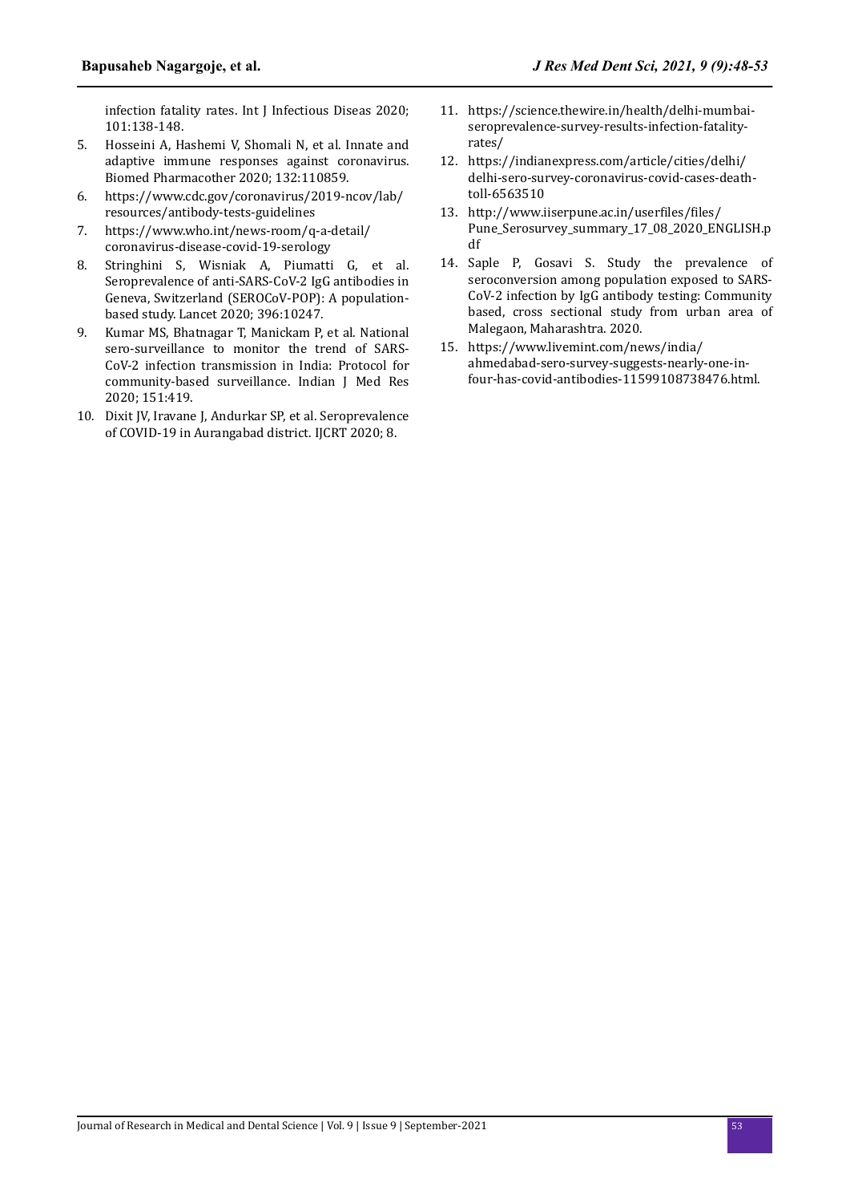infection fatality rates. Int J Infectious Diseas 2020; 101:138-148.

5. Hosseini A, Hashemi V, Shomali N, et al. Innate and adaptive immune responses against coronavirus. Biomed Pharmacother 2020; 132:110859.
6. https://www.cdc.gov/coronavirus/2019-ncov/lab/resources/antibody-tests-guidelines
7. https://www.who.int/news-room/q-a-detail/coronavirus-disease-covid-19-serology
8. Stringhini S, Wisniak A, Piumatti G, et al. Seroprevalence of anti-SARS-CoV-2 IgG antibodies in Geneva, Switzerland (SEROCoV-POP): A population-based study. Lancet 2020; 396:10247.
9. Kumar MS, Bhatnagar T, Manickam P, et al. National sero-surveillance to monitor the trend of SARS-CoV-2 infection transmission in India: Protocol for community-based surveillance. Indian J Med Res 2020; 151:419.
10. Dixit JV, Iravane J, Andurkar SP, et al. Seroprevalence of COVID-19 in Aurangabad district. IJCRT 2020; 8.
11. https://science.thewire.in/health/delhi-mumbai-seroprevalence-survey-results-infection-fatality-rates/
12. https://indianexpress.com/article/cities/delhi/delhi-sero-survey-coronavirus-covid-cases-death-toll-6563510
13. http://www.iiserpune.ac.in/userfiles/files/Pune_Serosurvey_summary_17_08_2020_ENGLISH.pdf
14. Saple P, Gosavi S. Study the prevalence of seroconversion among population exposed to SARS-CoV-2 infection by IgG antibody testing: Community based, cross sectional study from urban area of Malegaon, Maharashtra. 2020.
15. https://www.livemint.com/news/india/ahmedabad-sero-survey-suggests-nearly-one-in-four-has-covid-antibodies-11599108738476.html.